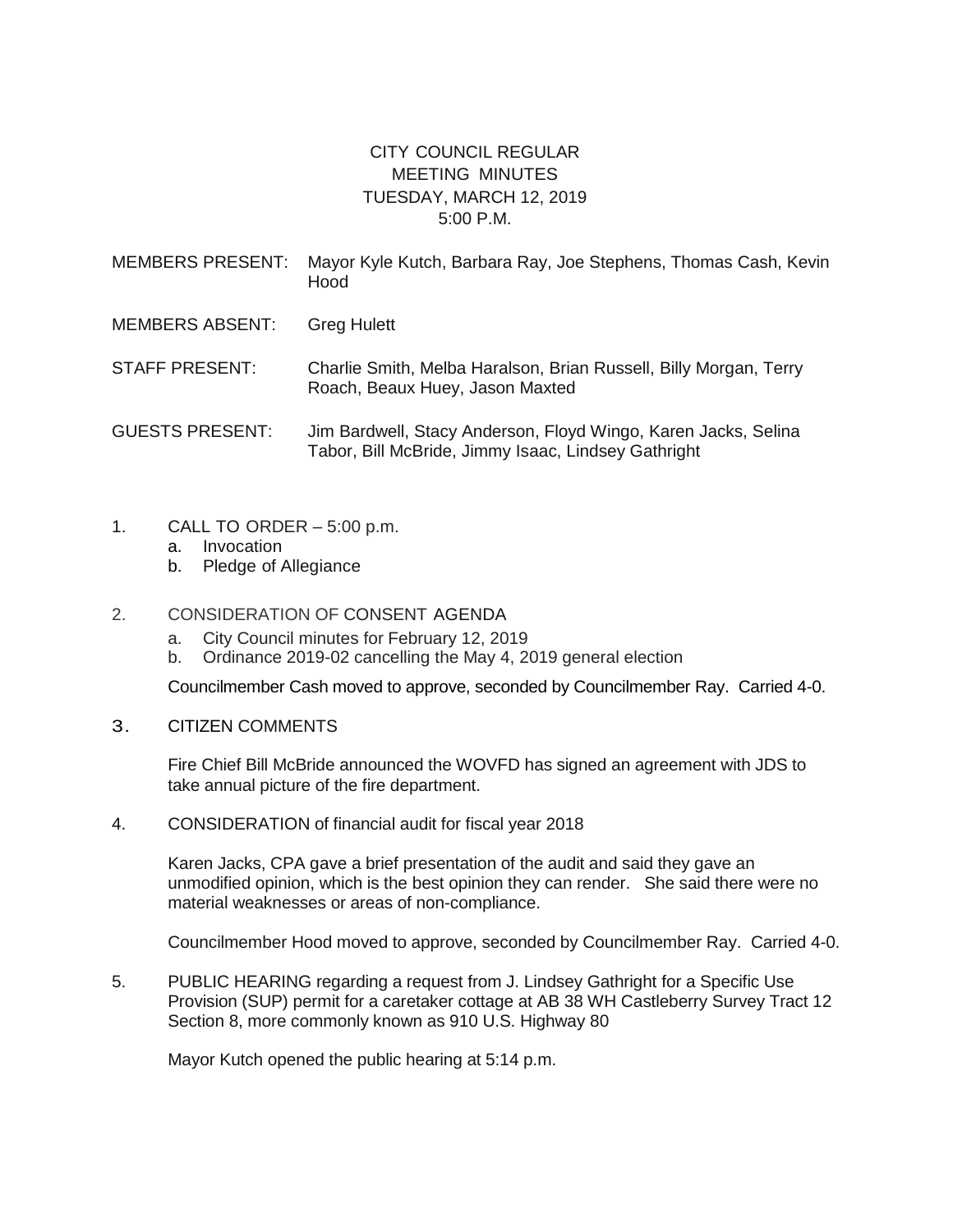# CITY COUNCIL REGULAR MEETING MINUTES
## TUESDAY, MARCH 12, 2019
## 5:00 P.M.

MEMBERS PRESENT: Mayor Kyle Kutch, Barbara Ray, Joe Stephens, Thomas Cash, Kevin Hood

MEMBERS ABSENT: Greg Hulett

STAFF PRESENT: Charlie Smith, Melba Haralson, Brian Russell, Billy Morgan, Terry Roach, Beaux Huey, Jason Maxted

GUESTS PRESENT: Jim Bardwell, Stacy Anderson, Floyd Wingo, Karen Jacks, Selina Tabor, Bill McBride, Jimmy Isaac, Lindsey Gathright

1. CALL TO ORDER – 5:00 p.m.
   a. Invocation
   b. Pledge of Allegiance

2. CONSIDERATION OF CONSENT AGENDA
   a. City Council minutes for February 12, 2019
   b. Ordinance 2019-02 cancelling the May 4, 2019 general election

   Councilmember Cash moved to approve, seconded by Councilmember Ray. Carried 4-0.

3. CITIZEN COMMENTS

   Fire Chief Bill McBride announced the WOVFD has signed an agreement with JDS to take annual picture of the fire department.

4. CONSIDERATION of financial audit for fiscal year 2018

   Karen Jacks, CPA gave a brief presentation of the audit and said they gave an unmodified opinion, which is the best opinion they can render. She said there were no material weaknesses or areas of non-compliance.

   Councilmember Hood moved to approve, seconded by Councilmember Ray. Carried 4-0.

5. PUBLIC HEARING regarding a request from J. Lindsey Gathright for a Specific Use Provision (SUP) permit for a caretaker cottage at AB 38 WH Castleberry Survey Tract 12 Section 8, more commonly known as 910 U.S. Highway 80

   Mayor Kutch opened the public hearing at 5:14 p.m.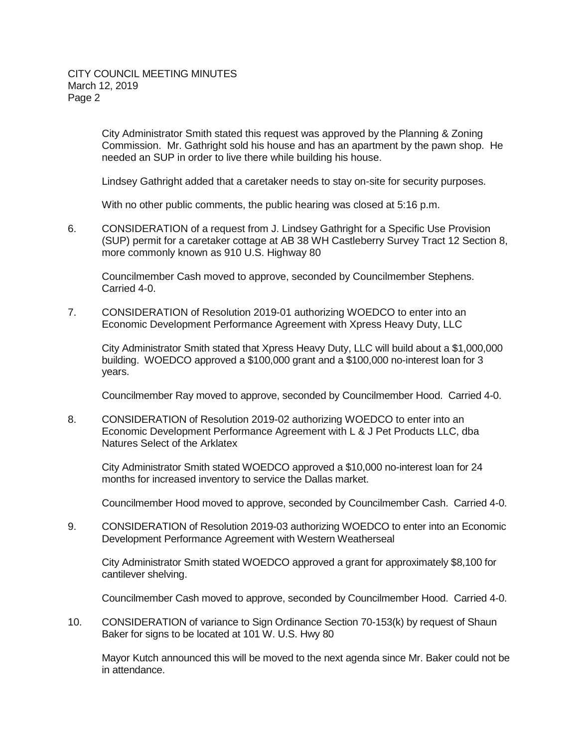City Administrator Smith stated this request was approved by the Planning & Zoning Commission. Mr. Gathright sold his house and has an apartment by the pawn shop. He needed an SUP in order to live there while building his house.

Lindsey Gathright added that a caretaker needs to stay on-site for security purposes.

With no other public comments, the public hearing was closed at 5:16 p.m.

6. CONSIDERATION of a request from J. Lindsey Gathright for a Specific Use Provision (SUP) permit for a caretaker cottage at AB 38 WH Castleberry Survey Tract 12 Section 8, more commonly known as 910 U.S. Highway 80

   Councilmember Cash moved to approve, seconded by Councilmember Stephens. Carried 4-0.

7. CONSIDERATION of Resolution 2019-01 authorizing WOEDCO to enter into an Economic Development Performance Agreement with Xpress Heavy Duty, LLC

   City Administrator Smith stated that Xpress Heavy Duty, LLC will build about a $1,000,000 building. WOEDCO approved a $100,000 grant and a $100,000 no-interest loan for 3 years.

   Councilmember Ray moved to approve, seconded by Councilmember Hood. Carried 4-0.

8. CONSIDERATION of Resolution 2019-02 authorizing WOEDCO to enter into an Economic Development Performance Agreement with L & J Pet Products LLC, dba Natures Select of the Arklatex

   City Administrator Smith stated WOEDCO approved a $10,000 no-interest loan for 24 months for increased inventory to service the Dallas market.

   Councilmember Hood moved to approve, seconded by Councilmember Cash. Carried 4-0.

9. CONSIDERATION of Resolution 2019-03 authorizing WOEDCO to enter into an Economic Development Performance Agreement with Western Weatherseal

   City Administrator Smith stated WOEDCO approved a grant for approximately $8,100 for cantilever shelving.

   Councilmember Cash moved to approve, seconded by Councilmember Hood. Carried 4-0.

10. CONSIDERATION of variance to Sign Ordinance Section 70-153(k) by request of Shaun Baker for signs to be located at 101 W. U.S. Hwy 80

    Mayor Kutch announced this will be moved to the next agenda since Mr. Baker could not be in attendance.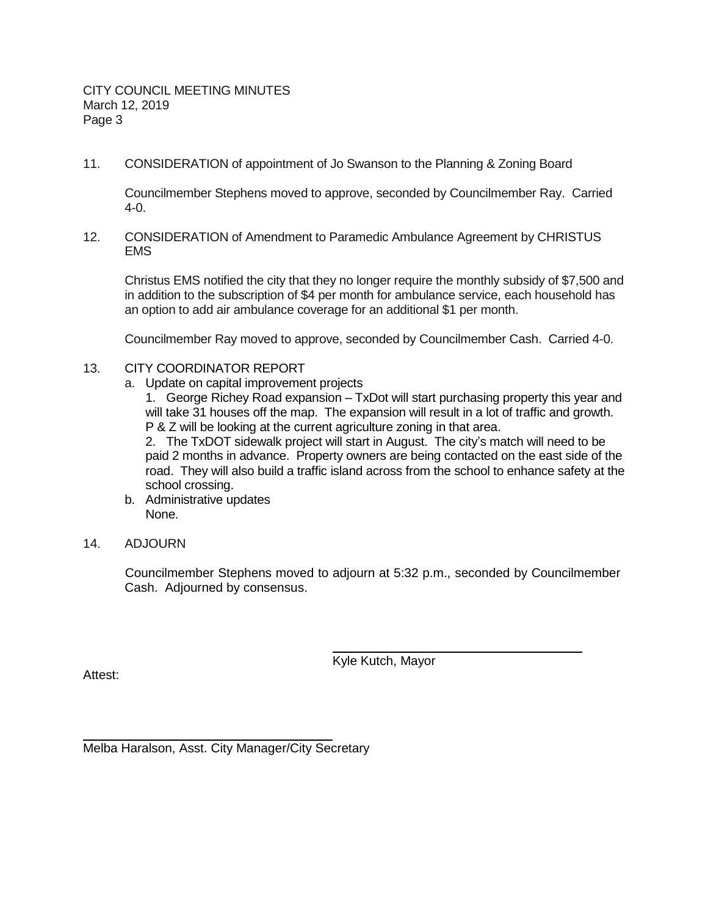11. CONSIDERATION of appointment of Jo Swanson to the Planning & Zoning Board

    Councilmember Stephens moved to approve, seconded by Councilmember Ray. Carried 4-0.

12. CONSIDERATION of Amendment to Paramedic Ambulance Agreement by CHRISTUS EMS

    Christus EMS notified the city that they no longer require the monthly subsidy of $7,500 and in addition to the subscription of $4 per month for ambulance service, each household has an option to add air ambulance coverage for an additional $1 per month.

    Councilmember Ray moved to approve, seconded by Councilmember Cash. Carried 4-0.

13. CITY COORDINATOR REPORT
    a. Update on capital improvement projects
       1. George Richey Road expansion – TxDot will start purchasing property this year and will take 31 houses off the map. The expansion will result in a lot of traffic and growth. P & Z will be looking at the current agriculture zoning in that area.
       2. The TxDOT sidewalk project will start in August. The city's match will need to be paid 2 months in advance. Property owners are being contacted on the east side of the road. They will also build a traffic island across from the school to enhance safety at the school crossing.
    b. Administrative updates
       None.

14. ADJOURN

    Councilmember Stephens moved to adjourn at 5:32 p.m., seconded by Councilmember Cash. Adjourned by consensus.

\_\_\_\_\_\_\_\_\_\_\_\_\_\_\_\_\_\_\_\_\_\_\_\_\_\_\_\_\_\_\_\_\_\_\_\_

Kyle Kutch, Mayor

Attest:

\_\_\_\_\_\_\_\_\_\_\_\_\_\_\_\_\_\_\_\_\_\_\_\_\_\_\_\_\_\_\_\_\_\_\_\_

Melba Haralson, Asst. City Manager/City Secretary